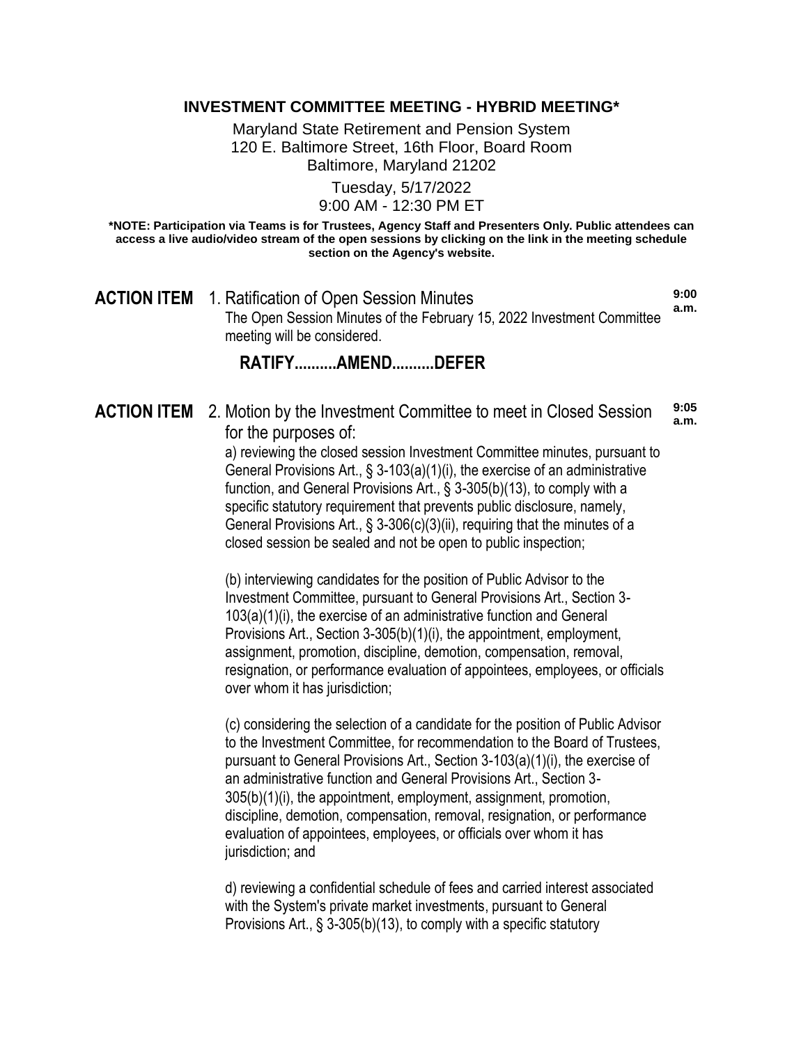# INVESTMENT COMMITTEE MEETING - HYBRID MEETING*

Maryland State Retirement and Pension System
120 E. Baltimore Street, 16th Floor, Board Room
Baltimore, Maryland 21202

Tuesday, 5/17/2022
9:00 AM - 12:30 PM ET

***NOTE: Participation via Teams is for Trustees, Agency Staff and Presenters Only. Public attendees can access a live audio/video stream of the open sessions by clicking on the link in the meeting schedule section on the Agency's website.**

**ACTION ITEM** 1. Ratification of Open Session Minutes — **9:00 a.m.**

The Open Session Minutes of the February 15, 2022 Investment Committee meeting will be considered.

**RATIFY..........AMEND..........DEFER**

**ACTION ITEM** 2. Motion by the Investment Committee to meet in Closed Session for the purposes of: — **9:05 a.m.**

a) reviewing the closed session Investment Committee minutes, pursuant to General Provisions Art., § 3-103(a)(1)(i), the exercise of an administrative function, and General Provisions Art., § 3-305(b)(13), to comply with a specific statutory requirement that prevents public disclosure, namely, General Provisions Art., § 3-306(c)(3)(ii), requiring that the minutes of a closed session be sealed and not be open to public inspection;

(b) interviewing candidates for the position of Public Advisor to the Investment Committee, pursuant to General Provisions Art., Section 3-103(a)(1)(i), the exercise of an administrative function and General Provisions Art., Section 3-305(b)(1)(i), the appointment, employment, assignment, promotion, discipline, demotion, compensation, removal, resignation, or performance evaluation of appointees, employees, or officials over whom it has jurisdiction;

(c) considering the selection of a candidate for the position of Public Advisor to the Investment Committee, for recommendation to the Board of Trustees, pursuant to General Provisions Art., Section 3-103(a)(1)(i), the exercise of an administrative function and General Provisions Art., Section 3-305(b)(1)(i), the appointment, employment, assignment, promotion, discipline, demotion, compensation, removal, resignation, or performance evaluation of appointees, employees, or officials over whom it has jurisdiction; and

d) reviewing a confidential schedule of fees and carried interest associated with the System's private market investments, pursuant to General Provisions Art., § 3-305(b)(13), to comply with a specific statutory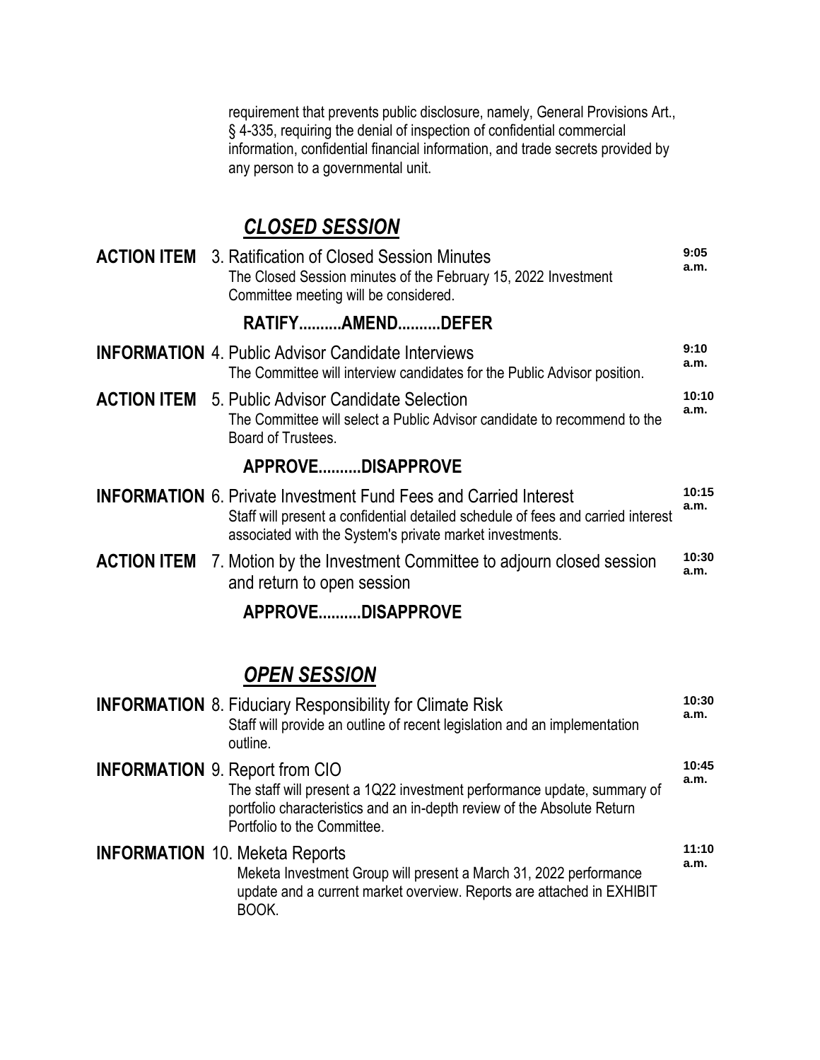requirement that prevents public disclosure, namely, General Provisions Art., § 4-335, requiring the denial of inspection of confidential commercial information, confidential financial information, and trade secrets provided by any person to a governmental unit.

## ***CLOSED SESSION***

**ACTION ITEM** 3. Ratification of Closed Session Minutes — **9:05 a.m.**
The Closed Session minutes of the February 15, 2022 Investment Committee meeting will be considered.

**RATIFY..........AMEND..........DEFER**

**INFORMATION** 4. Public Advisor Candidate Interviews — **9:10 a.m.**
The Committee will interview candidates for the Public Advisor position.

**ACTION ITEM** 5. Public Advisor Candidate Selection — **10:10 a.m.**
The Committee will select a Public Advisor candidate to recommend to the Board of Trustees.

**APPROVE..........DISAPPROVE**

**INFORMATION** 6. Private Investment Fund Fees and Carried Interest — **10:15 a.m.**
Staff will present a confidential detailed schedule of fees and carried interest associated with the System's private market investments.

**ACTION ITEM** 7. Motion by the Investment Committee to adjourn closed session and return to open session — **10:30 a.m.**

**APPROVE..........DISAPPROVE**

## ***OPEN SESSION***

**INFORMATION** 8. Fiduciary Responsibility for Climate Risk — **10:30 a.m.**
Staff will provide an outline of recent legislation and an implementation outline.

**INFORMATION** 9. Report from CIO — **10:45 a.m.**
The staff will present a 1Q22 investment performance update, summary of portfolio characteristics and an in-depth review of the Absolute Return Portfolio to the Committee.

**INFORMATION** 10. Meketa Reports — **11:10 a.m.**
Meketa Investment Group will present a March 31, 2022 performance update and a current market overview. Reports are attached in EXHIBIT BOOK.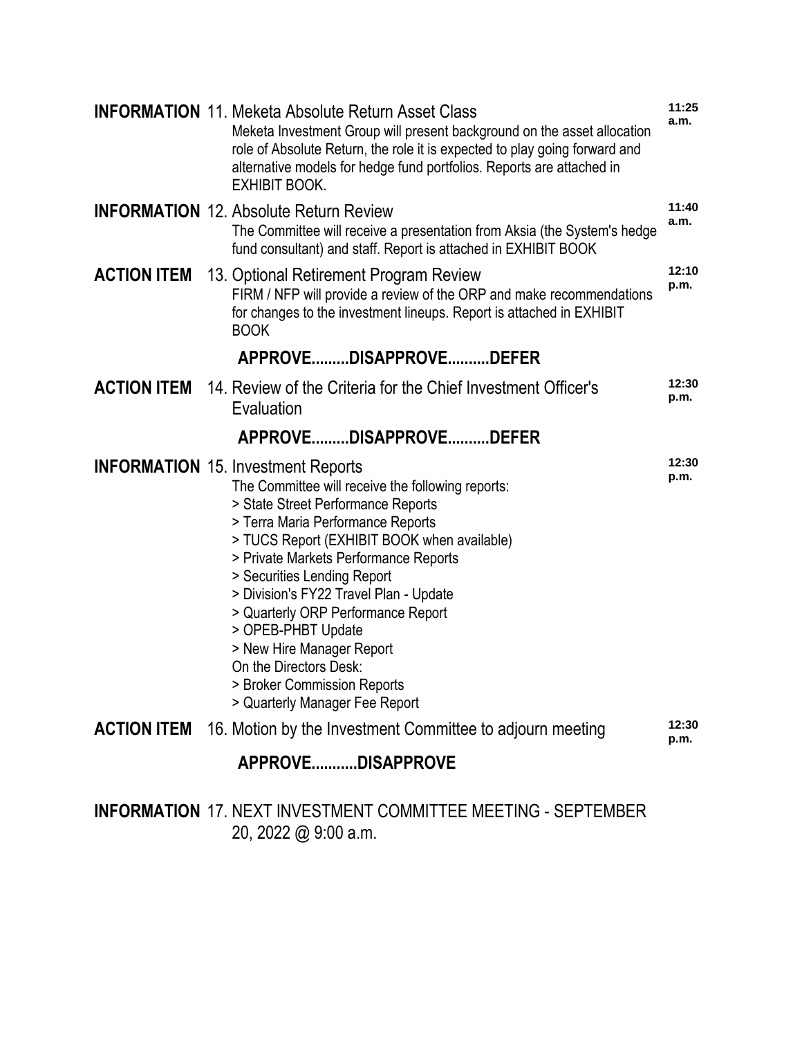**INFORMATION** 11. Meketa Absolute Return Asset Class — **11:25 a.m.**

Meketa Investment Group will present background on the asset allocation role of Absolute Return, the role it is expected to play going forward and alternative models for hedge fund portfolios. Reports are attached in EXHIBIT BOOK.

**INFORMATION** 12. Absolute Return Review — **11:40 a.m.**

The Committee will receive a presentation from Aksia (the System's hedge fund consultant) and staff. Report is attached in EXHIBIT BOOK

**ACTION ITEM** 13. Optional Retirement Program Review — **12:10 p.m.**

FIRM / NFP will provide a review of the ORP and make recommendations for changes to the investment lineups. Report is attached in EXHIBIT BOOK

**APPROVE.........DISAPPROVE..........DEFER**

**ACTION ITEM** 14. Review of the Criteria for the Chief Investment Officer's Evaluation — **12:30 p.m.**

**APPROVE.........DISAPPROVE..........DEFER**

**INFORMATION** 15. Investment Reports — **12:30 p.m.**

The Committee will receive the following reports:

> State Street Performance Reports
> Terra Maria Performance Reports
> TUCS Report (EXHIBIT BOOK when available)
> Private Markets Performance Reports
> Securities Lending Report
> Division's FY22 Travel Plan - Update
> Quarterly ORP Performance Report
> OPEB-PHBT Update
> New Hire Manager Report

On the Directors Desk:

> Broker Commission Reports
> Quarterly Manager Fee Report

**ACTION ITEM** 16. Motion by the Investment Committee to adjourn meeting — **12:30 p.m.**

**APPROVE...........DISAPPROVE**

**INFORMATION** 17. NEXT INVESTMENT COMMITTEE MEETING - SEPTEMBER 20, 2022 @ 9:00 a.m.